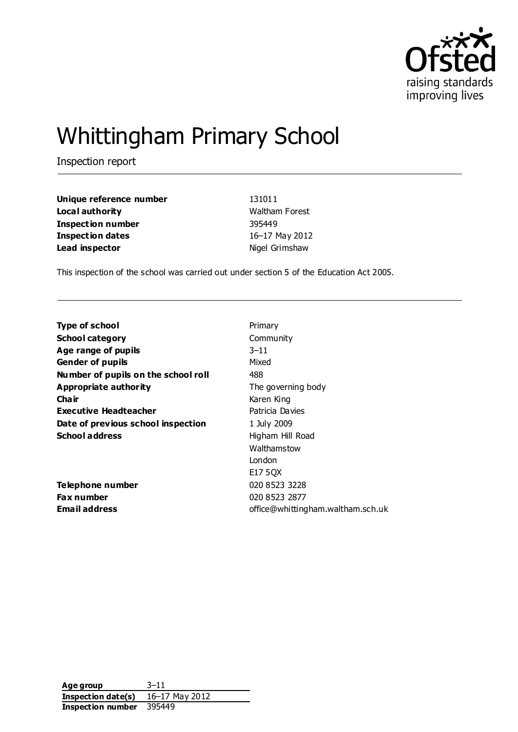# Whittingham Primary School

Inspection report

| | |
|---|---|
| **Unique reference number** | 131011 |
| **Local authority** | Waltham Forest |
| **Inspection number** | 395449 |
| **Inspection dates** | 16–17 May 2012 |
| **Lead inspector** | Nigel Grimshaw |

This inspection of the school was carried out under section 5 of the Education Act 2005.

| | |
|---|---|
| **Type of school** | Primary |
| **School category** | Community |
| **Age range of pupils** | 3–11 |
| **Gender of pupils** | Mixed |
| **Number of pupils on the school roll** | 488 |
| **Appropriate authority** | The governing body |
| **Chair** | Karen King |
| **Executive Headteacher** | Patricia Davies |
| **Date of previous school inspection** | 1 July 2009 |
| **School address** | Higham Hill Road<br>Walthamstow<br>London<br>E17 5QX |
| **Telephone number** | 020 8523 3228 |
| **Fax number** | 020 8523 2877 |
| **Email address** | office@whittingham.waltham.sch.uk |

| | |
|---|---|
| **Age group** | 3–11 |
| **Inspection date(s)** | 16–17 May 2012 |
| **Inspection number** | 395449 |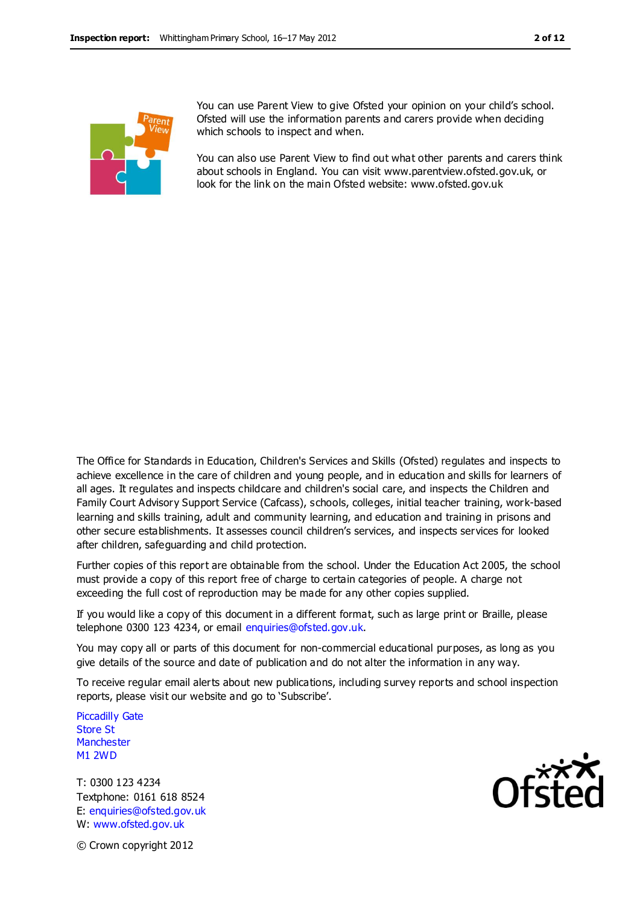You can use Parent View to give Ofsted your opinion on your child's school. Ofsted will use the information parents and carers provide when deciding which schools to inspect and when.

You can also use Parent View to find out what other parents and carers think about schools in England. You can visit www.parentview.ofsted.gov.uk, or look for the link on the main Ofsted website: www.ofsted.gov.uk

The Office for Standards in Education, Children's Services and Skills (Ofsted) regulates and inspects to achieve excellence in the care of children and young people, and in education and skills for learners of all ages. It regulates and inspects childcare and children's social care, and inspects the Children and Family Court Advisory Support Service (Cafcass), schools, colleges, initial teacher training, work-based learning and skills training, adult and community learning, and education and training in prisons and other secure establishments. It assesses council children's services, and inspects services for looked after children, safeguarding and child protection.

Further copies of this report are obtainable from the school. Under the Education Act 2005, the school must provide a copy of this report free of charge to certain categories of people. A charge not exceeding the full cost of reproduction may be made for any other copies supplied.

If you would like a copy of this document in a different format, such as large print or Braille, please telephone 0300 123 4234, or email enquiries@ofsted.gov.uk.

You may copy all or parts of this document for non-commercial educational purposes, as long as you give details of the source and date of publication and do not alter the information in any way.

To receive regular email alerts about new publications, including survey reports and school inspection reports, please visit our website and go to 'Subscribe'.

Piccadilly Gate
Store St
Manchester
M1 2WD

T: 0300 123 4234
Textphone: 0161 618 8524
E: enquiries@ofsted.gov.uk
W: www.ofsted.gov.uk

© Crown copyright 2012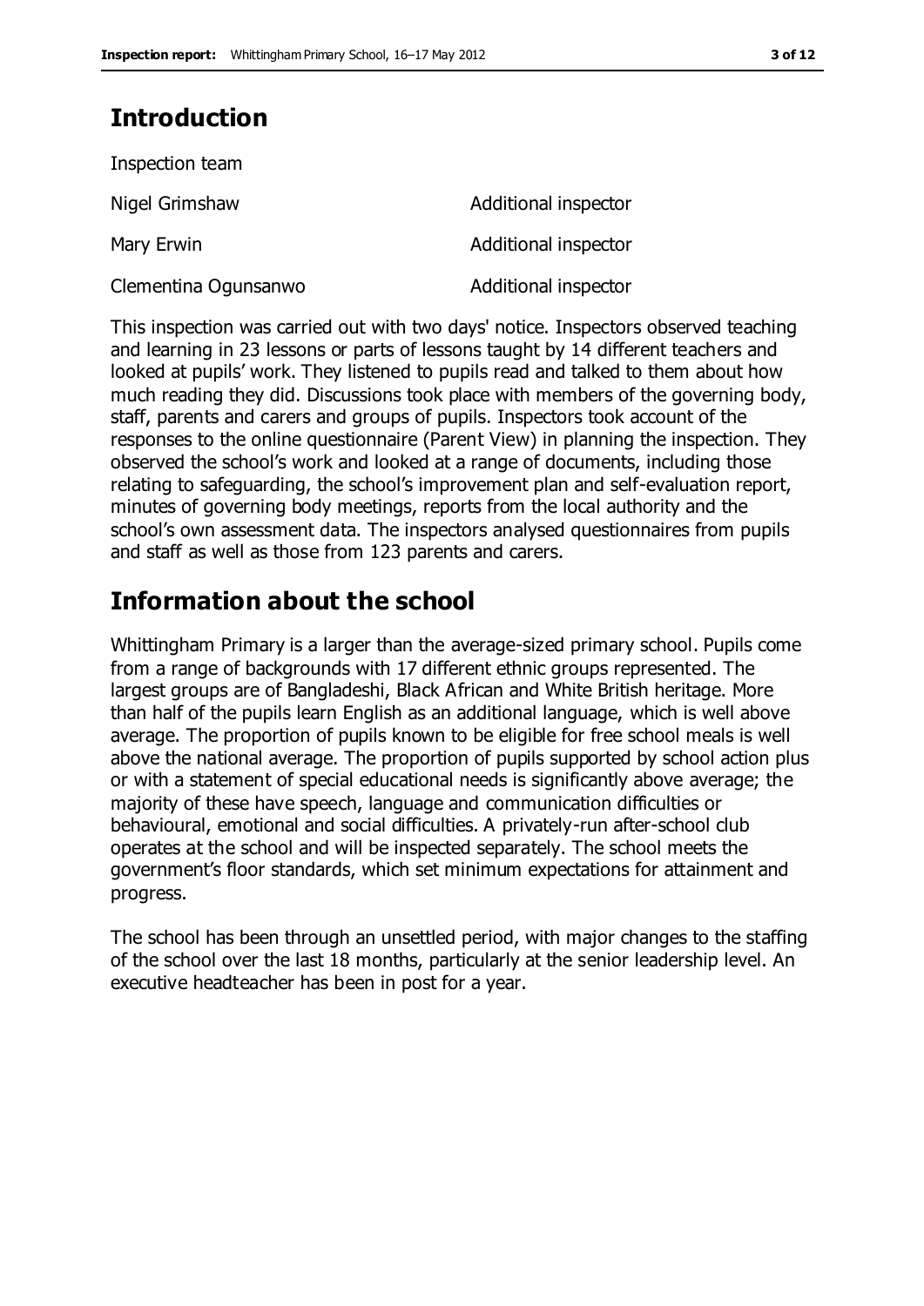## Introduction

Inspection team

| | |
|---|---|
| Nigel Grimshaw | Additional inspector |
| Mary Erwin | Additional inspector |
| Clementina Ogunsanwo | Additional inspector |

This inspection was carried out with two days' notice. Inspectors observed teaching and learning in 23 lessons or parts of lessons taught by 14 different teachers and looked at pupils' work. They listened to pupils read and talked to them about how much reading they did. Discussions took place with members of the governing body, staff, parents and carers and groups of pupils. Inspectors took account of the responses to the online questionnaire (Parent View) in planning the inspection. They observed the school's work and looked at a range of documents, including those relating to safeguarding, the school's improvement plan and self-evaluation report, minutes of governing body meetings, reports from the local authority and the school's own assessment data. The inspectors analysed questionnaires from pupils and staff as well as those from 123 parents and carers.

## Information about the school

Whittingham Primary is a larger than the average-sized primary school. Pupils come from a range of backgrounds with 17 different ethnic groups represented. The largest groups are of Bangladeshi, Black African and White British heritage. More than half of the pupils learn English as an additional language, which is well above average. The proportion of pupils known to be eligible for free school meals is well above the national average. The proportion of pupils supported by school action plus or with a statement of special educational needs is significantly above average; the majority of these have speech, language and communication difficulties or behavioural, emotional and social difficulties. A privately-run after-school club operates at the school and will be inspected separately. The school meets the government's floor standards, which set minimum expectations for attainment and progress.

The school has been through an unsettled period, with major changes to the staffing of the school over the last 18 months, particularly at the senior leadership level. An executive headteacher has been in post for a year.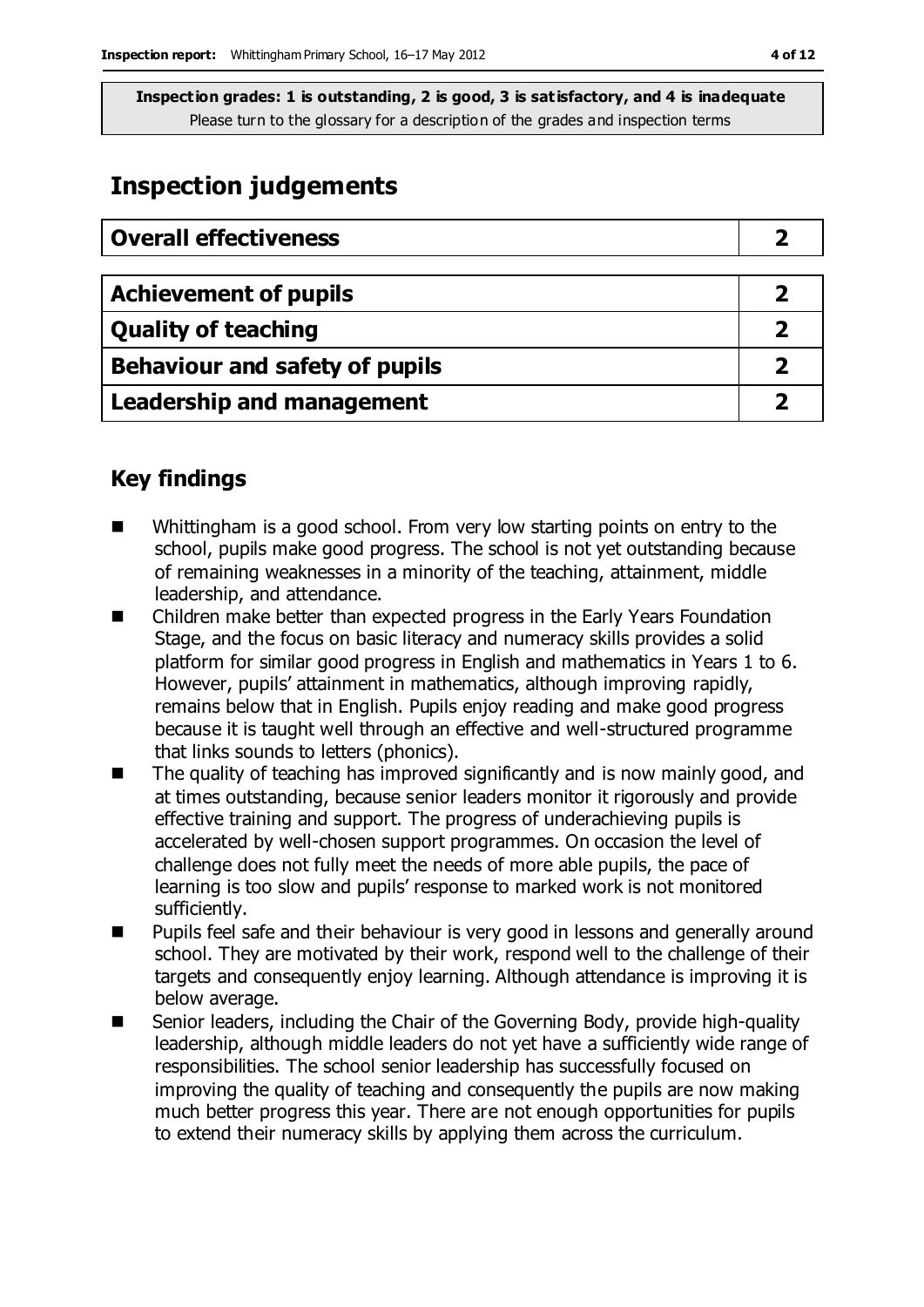**Inspection grades: 1 is outstanding, 2 is good, 3 is satisfactory, and 4 is inadequate**
Please turn to the glossary for a description of the grades and inspection terms

## Inspection judgements

| Overall effectiveness | 2 |
|---|---|

| Achievement of pupils | 2 |
|---|---|
| Quality of teaching | 2 |
| Behaviour and safety of pupils | 2 |
| Leadership and management | 2 |

### Key findings

- Whittingham is a good school. From very low starting points on entry to the school, pupils make good progress. The school is not yet outstanding because of remaining weaknesses in a minority of the teaching, attainment, middle leadership, and attendance.
- Children make better than expected progress in the Early Years Foundation Stage, and the focus on basic literacy and numeracy skills provides a solid platform for similar good progress in English and mathematics in Years 1 to 6. However, pupils' attainment in mathematics, although improving rapidly, remains below that in English. Pupils enjoy reading and make good progress because it is taught well through an effective and well-structured programme that links sounds to letters (phonics).
- The quality of teaching has improved significantly and is now mainly good, and at times outstanding, because senior leaders monitor it rigorously and provide effective training and support. The progress of underachieving pupils is accelerated by well-chosen support programmes. On occasion the level of challenge does not fully meet the needs of more able pupils, the pace of learning is too slow and pupils' response to marked work is not monitored sufficiently.
- Pupils feel safe and their behaviour is very good in lessons and generally around school. They are motivated by their work, respond well to the challenge of their targets and consequently enjoy learning. Although attendance is improving it is below average.
- Senior leaders, including the Chair of the Governing Body, provide high-quality leadership, although middle leaders do not yet have a sufficiently wide range of responsibilities. The school senior leadership has successfully focused on improving the quality of teaching and consequently the pupils are now making much better progress this year. There are not enough opportunities for pupils to extend their numeracy skills by applying them across the curriculum.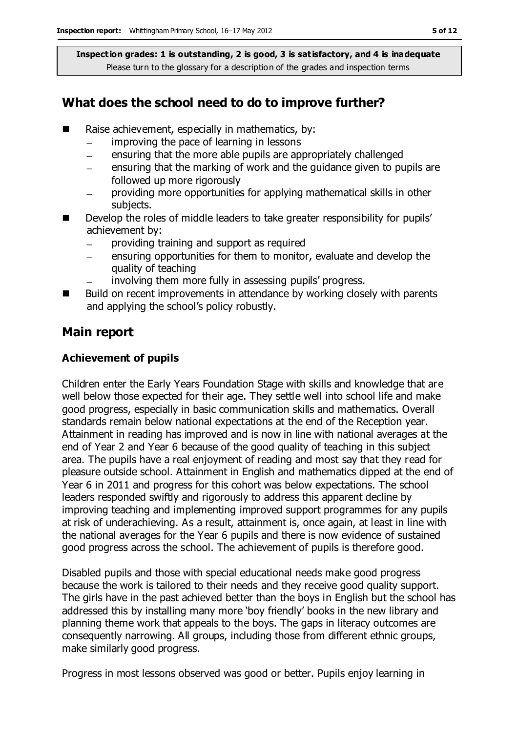**Inspection grades: 1 is outstanding, 2 is good, 3 is satisfactory, and 4 is inadequate**
Please turn to the glossary for a description of the grades and inspection terms

## What does the school need to do to improve further?

- Raise achievement, especially in mathematics, by:
  - improving the pace of learning in lessons
  - ensuring that the more able pupils are appropriately challenged
  - ensuring that the marking of work and the guidance given to pupils are followed up more rigorously
  - providing more opportunities for applying mathematical skills in other subjects.
- Develop the roles of middle leaders to take greater responsibility for pupils' achievement by:
  - providing training and support as required
  - ensuring opportunities for them to monitor, evaluate and develop the quality of teaching
  - involving them more fully in assessing pupils' progress.
- Build on recent improvements in attendance by working closely with parents and applying the school's policy robustly.

## Main report

### Achievement of pupils

Children enter the Early Years Foundation Stage with skills and knowledge that are well below those expected for their age. They settle well into school life and make good progress, especially in basic communication skills and mathematics. Overall standards remain below national expectations at the end of the Reception year. Attainment in reading has improved and is now in line with national averages at the end of Year 2 and Year 6 because of the good quality of teaching in this subject area. The pupils have a real enjoyment of reading and most say that they read for pleasure outside school. Attainment in English and mathematics dipped at the end of Year 6 in 2011 and progress for this cohort was below expectations. The school leaders responded swiftly and rigorously to address this apparent decline by improving teaching and implementing improved support programmes for any pupils at risk of underachieving. As a result, attainment is, once again, at least in line with the national averages for the Year 6 pupils and there is now evidence of sustained good progress across the school. The achievement of pupils is therefore good.

Disabled pupils and those with special educational needs make good progress because the work is tailored to their needs and they receive good quality support. The girls have in the past achieved better than the boys in English but the school has addressed this by installing many more 'boy friendly' books in the new library and planning theme work that appeals to the boys. The gaps in literacy outcomes are consequently narrowing. All groups, including those from different ethnic groups, make similarly good progress.

Progress in most lessons observed was good or better. Pupils enjoy learning in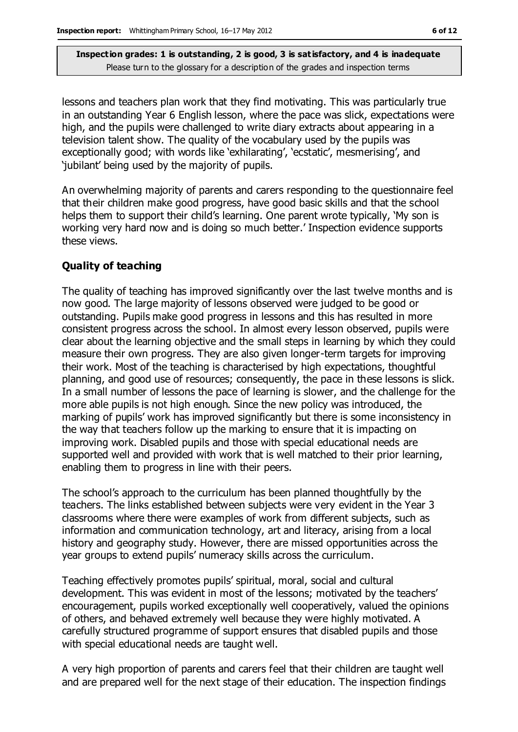lessons and teachers plan work that they find motivating. This was particularly true in an outstanding Year 6 English lesson, where the pace was slick, expectations were high, and the pupils were challenged to write diary extracts about appearing in a television talent show. The quality of the vocabulary used by the pupils was exceptionally good; with words like 'exhilarating', 'ecstatic', mesmerising', and 'jubilant' being used by the majority of pupils.

An overwhelming majority of parents and carers responding to the questionnaire feel that their children make good progress, have good basic skills and that the school helps them to support their child's learning. One parent wrote typically, 'My son is working very hard now and is doing so much better.' Inspection evidence supports these views.

### Quality of teaching

The quality of teaching has improved significantly over the last twelve months and is now good. The large majority of lessons observed were judged to be good or outstanding. Pupils make good progress in lessons and this has resulted in more consistent progress across the school. In almost every lesson observed, pupils were clear about the learning objective and the small steps in learning by which they could measure their own progress. They are also given longer-term targets for improving their work. Most of the teaching is characterised by high expectations, thoughtful planning, and good use of resources; consequently, the pace in these lessons is slick. In a small number of lessons the pace of learning is slower, and the challenge for the more able pupils is not high enough. Since the new policy was introduced, the marking of pupils' work has improved significantly but there is some inconsistency in the way that teachers follow up the marking to ensure that it is impacting on improving work. Disabled pupils and those with special educational needs are supported well and provided with work that is well matched to their prior learning, enabling them to progress in line with their peers.

The school's approach to the curriculum has been planned thoughtfully by the teachers. The links established between subjects were very evident in the Year 3 classrooms where there were examples of work from different subjects, such as information and communication technology, art and literacy, arising from a local history and geography study. However, there are missed opportunities across the year groups to extend pupils' numeracy skills across the curriculum.

Teaching effectively promotes pupils' spiritual, moral, social and cultural development. This was evident in most of the lessons; motivated by the teachers' encouragement, pupils worked exceptionally well cooperatively, valued the opinions of others, and behaved extremely well because they were highly motivated. A carefully structured programme of support ensures that disabled pupils and those with special educational needs are taught well.

A very high proportion of parents and carers feel that their children are taught well and are prepared well for the next stage of their education. The inspection findings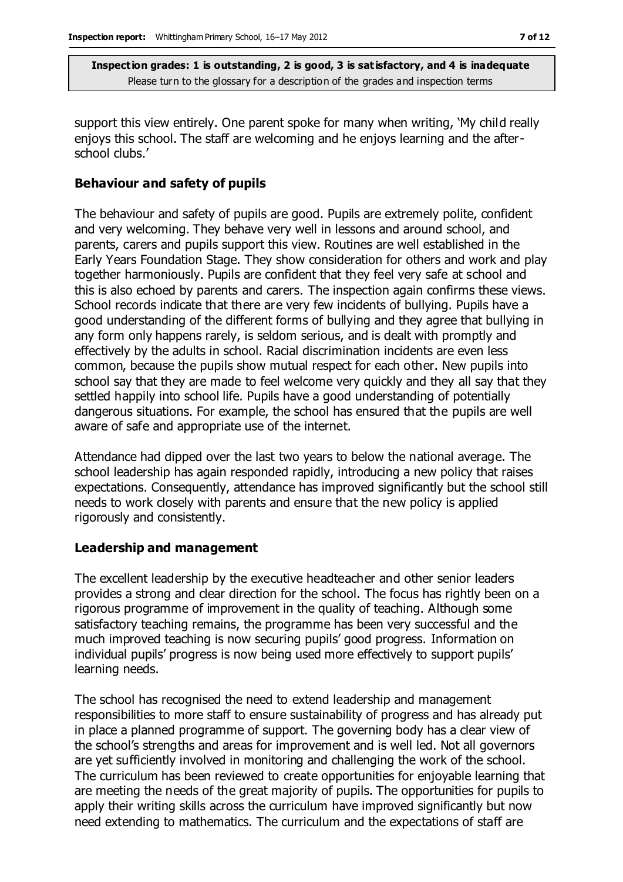support this view entirely. One parent spoke for many when writing, 'My child really enjoys this school. The staff are welcoming and he enjoys learning and the after-school clubs.'

### Behaviour and safety of pupils

The behaviour and safety of pupils are good. Pupils are extremely polite, confident and very welcoming. They behave very well in lessons and around school, and parents, carers and pupils support this view. Routines are well established in the Early Years Foundation Stage. They show consideration for others and work and play together harmoniously. Pupils are confident that they feel very safe at school and this is also echoed by parents and carers. The inspection again confirms these views. School records indicate that there are very few incidents of bullying. Pupils have a good understanding of the different forms of bullying and they agree that bullying in any form only happens rarely, is seldom serious, and is dealt with promptly and effectively by the adults in school. Racial discrimination incidents are even less common, because the pupils show mutual respect for each other. New pupils into school say that they are made to feel welcome very quickly and they all say that they settled happily into school life. Pupils have a good understanding of potentially dangerous situations. For example, the school has ensured that the pupils are well aware of safe and appropriate use of the internet.

Attendance had dipped over the last two years to below the national average. The school leadership has again responded rapidly, introducing a new policy that raises expectations. Consequently, attendance has improved significantly but the school still needs to work closely with parents and ensure that the new policy is applied rigorously and consistently.

### Leadership and management

The excellent leadership by the executive headteacher and other senior leaders provides a strong and clear direction for the school. The focus has rightly been on a rigorous programme of improvement in the quality of teaching. Although some satisfactory teaching remains, the programme has been very successful and the much improved teaching is now securing pupils' good progress. Information on individual pupils' progress is now being used more effectively to support pupils' learning needs.

The school has recognised the need to extend leadership and management responsibilities to more staff to ensure sustainability of progress and has already put in place a planned programme of support. The governing body has a clear view of the school's strengths and areas for improvement and is well led. Not all governors are yet sufficiently involved in monitoring and challenging the work of the school. The curriculum has been reviewed to create opportunities for enjoyable learning that are meeting the needs of the great majority of pupils. The opportunities for pupils to apply their writing skills across the curriculum have improved significantly but now need extending to mathematics. The curriculum and the expectations of staff are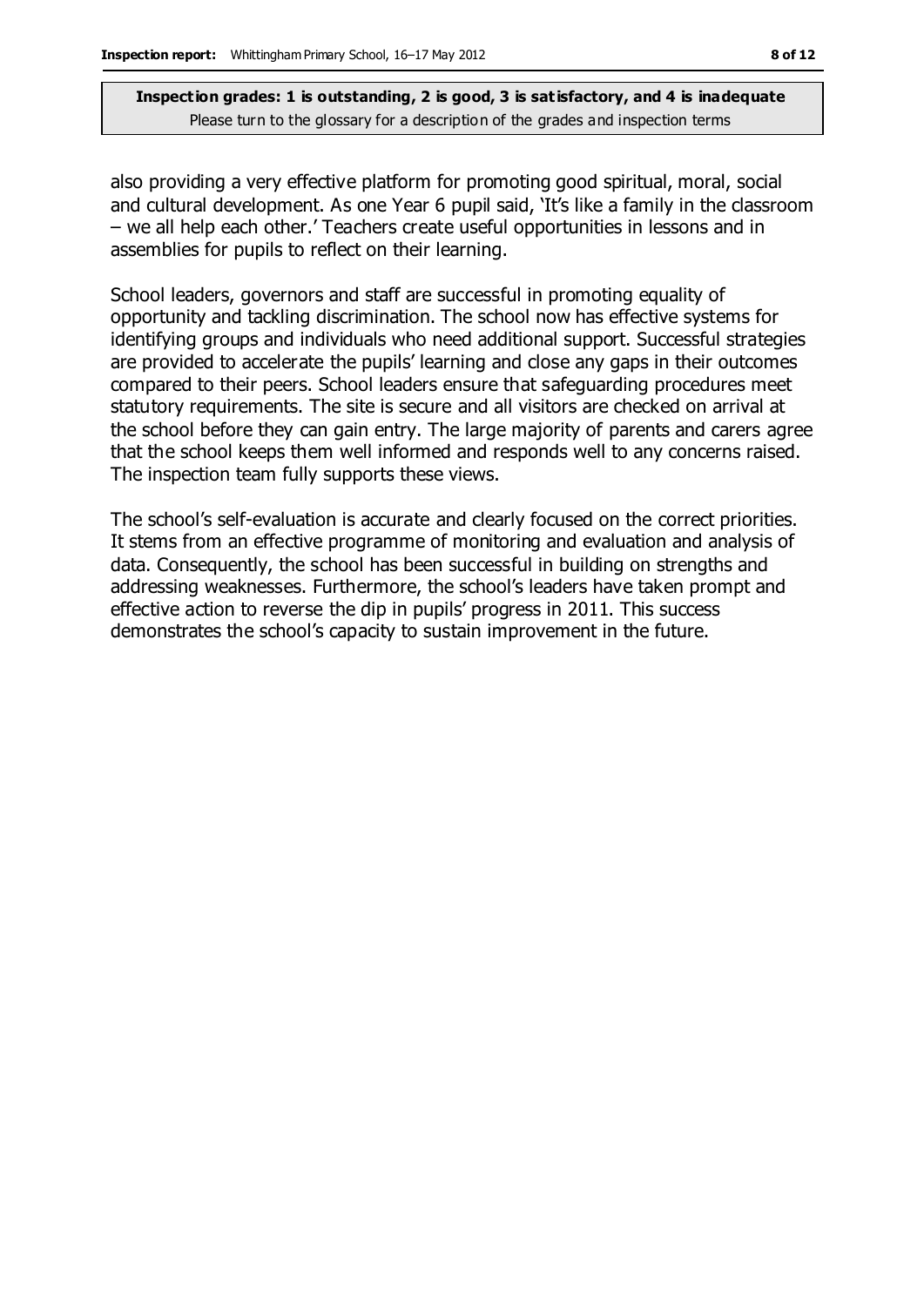also providing a very effective platform for promoting good spiritual, moral, social and cultural development. As one Year 6 pupil said, 'It's like a family in the classroom – we all help each other.' Teachers create useful opportunities in lessons and in assemblies for pupils to reflect on their learning.

School leaders, governors and staff are successful in promoting equality of opportunity and tackling discrimination. The school now has effective systems for identifying groups and individuals who need additional support. Successful strategies are provided to accelerate the pupils' learning and close any gaps in their outcomes compared to their peers. School leaders ensure that safeguarding procedures meet statutory requirements. The site is secure and all visitors are checked on arrival at the school before they can gain entry. The large majority of parents and carers agree that the school keeps them well informed and responds well to any concerns raised. The inspection team fully supports these views.

The school's self-evaluation is accurate and clearly focused on the correct priorities. It stems from an effective programme of monitoring and evaluation and analysis of data. Consequently, the school has been successful in building on strengths and addressing weaknesses. Furthermore, the school's leaders have taken prompt and effective action to reverse the dip in pupils' progress in 2011. This success demonstrates the school's capacity to sustain improvement in the future.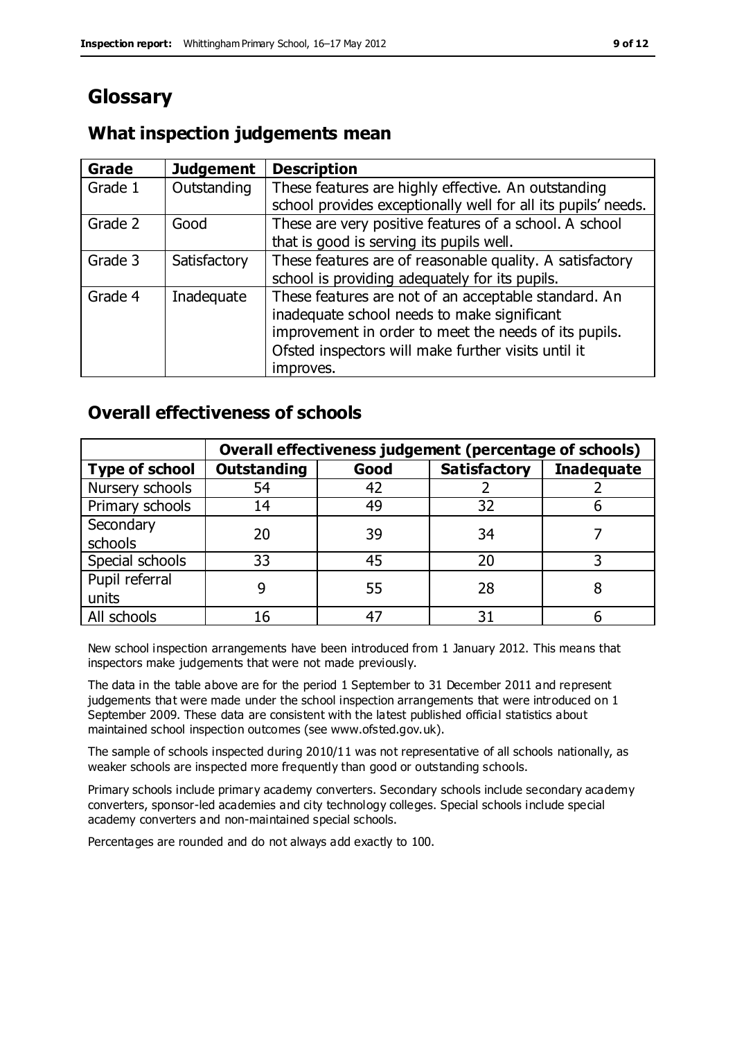# Glossary

## What inspection judgements mean

| Grade | Judgement | Description |
|---|---|---|
| Grade 1 | Outstanding | These features are highly effective. An outstanding school provides exceptionally well for all its pupils' needs. |
| Grade 2 | Good | These are very positive features of a school. A school that is good is serving its pupils well. |
| Grade 3 | Satisfactory | These features are of reasonable quality. A satisfactory school is providing adequately for its pupils. |
| Grade 4 | Inadequate | These features are not of an acceptable standard. An inadequate school needs to make significant improvement in order to meet the needs of its pupils. Ofsted inspectors will make further visits until it improves. |

## Overall effectiveness of schools

| | Overall effectiveness judgement (percentage of schools) | | | |
|---|---|---|---|---|
| **Type of school** | **Outstanding** | **Good** | **Satisfactory** | **Inadequate** |
| Nursery schools | 54 | 42 | 2 | 2 |
| Primary schools | 14 | 49 | 32 | 6 |
| Secondary schools | 20 | 39 | 34 | 7 |
| Special schools | 33 | 45 | 20 | 3 |
| Pupil referral units | 9 | 55 | 28 | 8 |
| All schools | 16 | 47 | 31 | 6 |

New school inspection arrangements have been introduced from 1 January 2012. This means that inspectors make judgements that were not made previously.

The data in the table above are for the period 1 September to 31 December 2011 and represent judgements that were made under the school inspection arrangements that were introduced on 1 September 2009. These data are consistent with the latest published official statistics about maintained school inspection outcomes (see www.ofsted.gov.uk).

The sample of schools inspected during 2010/11 was not representative of all schools nationally, as weaker schools are inspected more frequently than good or outstanding schools.

Primary schools include primary academy converters. Secondary schools include secondary academy converters, sponsor-led academies and city technology colleges. Special schools include special academy converters and non-maintained special schools.

Percentages are rounded and do not always add exactly to 100.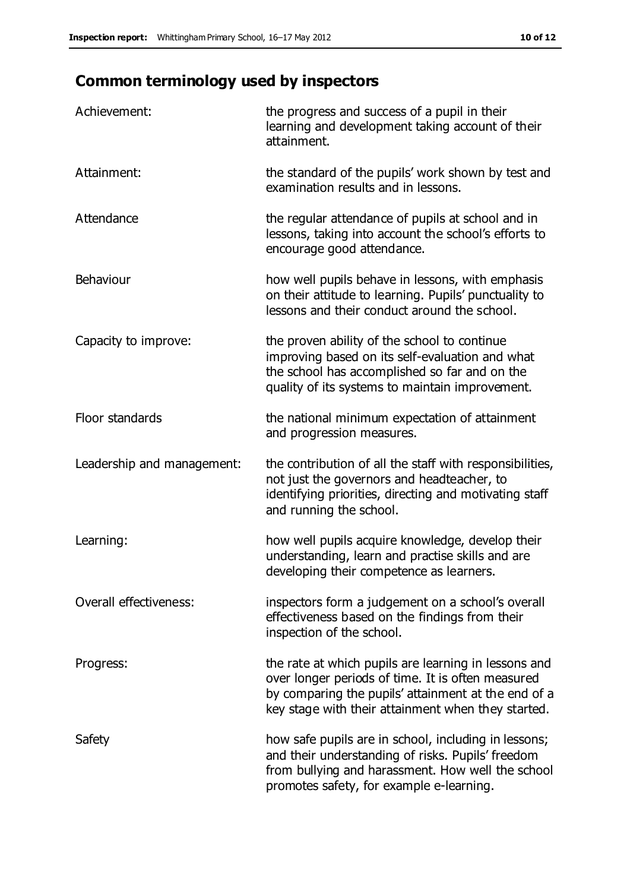## Common terminology used by inspectors

| | |
|---|---|
| Achievement: | the progress and success of a pupil in their learning and development taking account of their attainment. |
| Attainment: | the standard of the pupils' work shown by test and examination results and in lessons. |
| Attendance | the regular attendance of pupils at school and in lessons, taking into account the school's efforts to encourage good attendance. |
| Behaviour | how well pupils behave in lessons, with emphasis on their attitude to learning. Pupils' punctuality to lessons and their conduct around the school. |
| Capacity to improve: | the proven ability of the school to continue improving based on its self-evaluation and what the school has accomplished so far and on the quality of its systems to maintain improvement. |
| Floor standards | the national minimum expectation of attainment and progression measures. |
| Leadership and management: | the contribution of all the staff with responsibilities, not just the governors and headteacher, to identifying priorities, directing and motivating staff and running the school. |
| Learning: | how well pupils acquire knowledge, develop their understanding, learn and practise skills and are developing their competence as learners. |
| Overall effectiveness: | inspectors form a judgement on a school's overall effectiveness based on the findings from their inspection of the school. |
| Progress: | the rate at which pupils are learning in lessons and over longer periods of time. It is often measured by comparing the pupils' attainment at the end of a key stage with their attainment when they started. |
| Safety | how safe pupils are in school, including in lessons; and their understanding of risks. Pupils' freedom from bullying and harassment. How well the school promotes safety, for example e-learning. |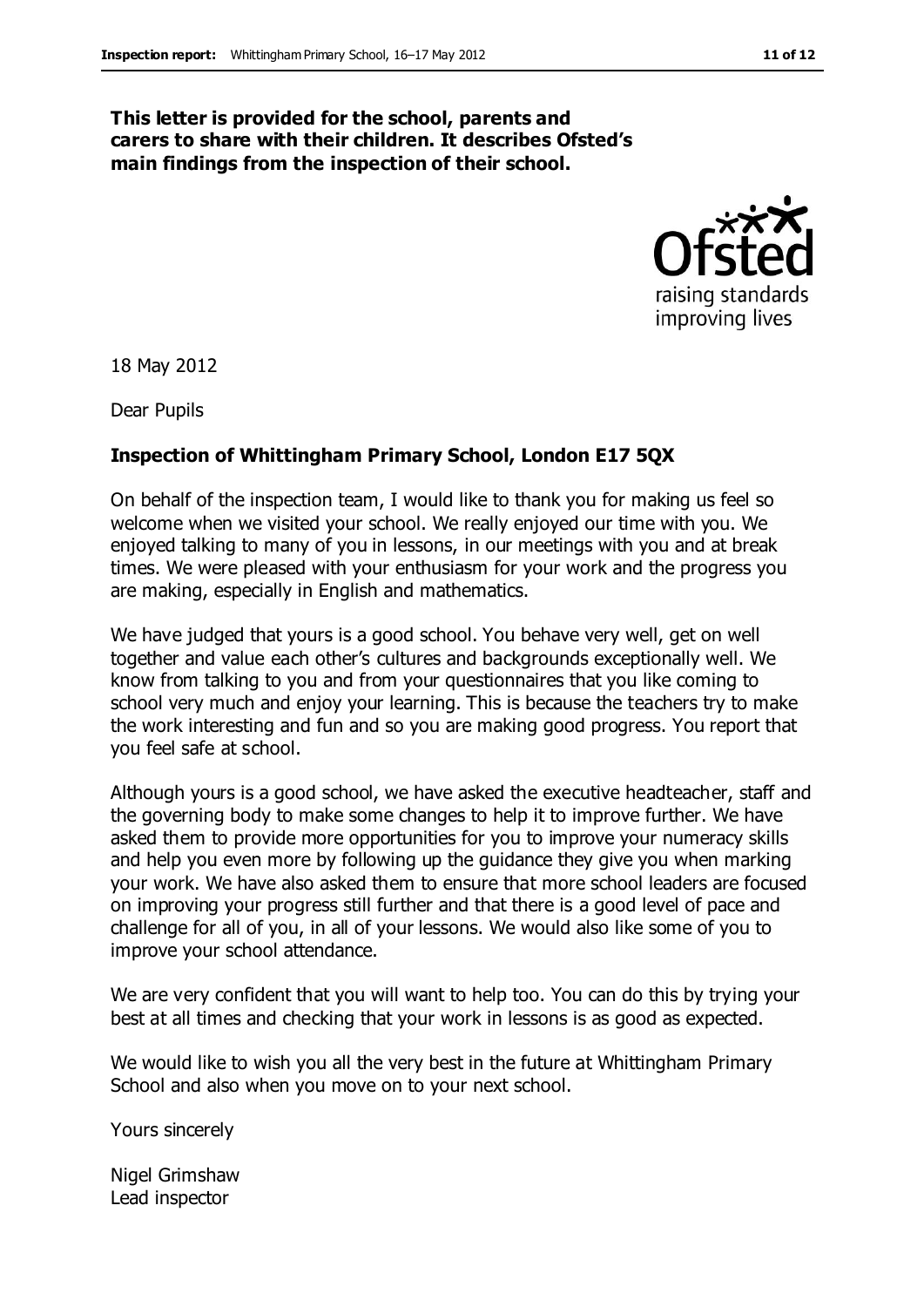**This letter is provided for the school, parents and carers to share with their children. It describes Ofsted's main findings from the inspection of their school.**

18 May 2012

Dear Pupils

**Inspection of Whittingham Primary School, London E17 5QX**

On behalf of the inspection team, I would like to thank you for making us feel so welcome when we visited your school. We really enjoyed our time with you. We enjoyed talking to many of you in lessons, in our meetings with you and at break times. We were pleased with your enthusiasm for your work and the progress you are making, especially in English and mathematics.

We have judged that yours is a good school. You behave very well, get on well together and value each other's cultures and backgrounds exceptionally well. We know from talking to you and from your questionnaires that you like coming to school very much and enjoy your learning. This is because the teachers try to make the work interesting and fun and so you are making good progress. You report that you feel safe at school.

Although yours is a good school, we have asked the executive headteacher, staff and the governing body to make some changes to help it to improve further. We have asked them to provide more opportunities for you to improve your numeracy skills and help you even more by following up the guidance they give you when marking your work. We have also asked them to ensure that more school leaders are focused on improving your progress still further and that there is a good level of pace and challenge for all of you, in all of your lessons. We would also like some of you to improve your school attendance.

We are very confident that you will want to help too. You can do this by trying your best at all times and checking that your work in lessons is as good as expected.

We would like to wish you all the very best in the future at Whittingham Primary School and also when you move on to your next school.

Yours sincerely

Nigel Grimshaw
Lead inspector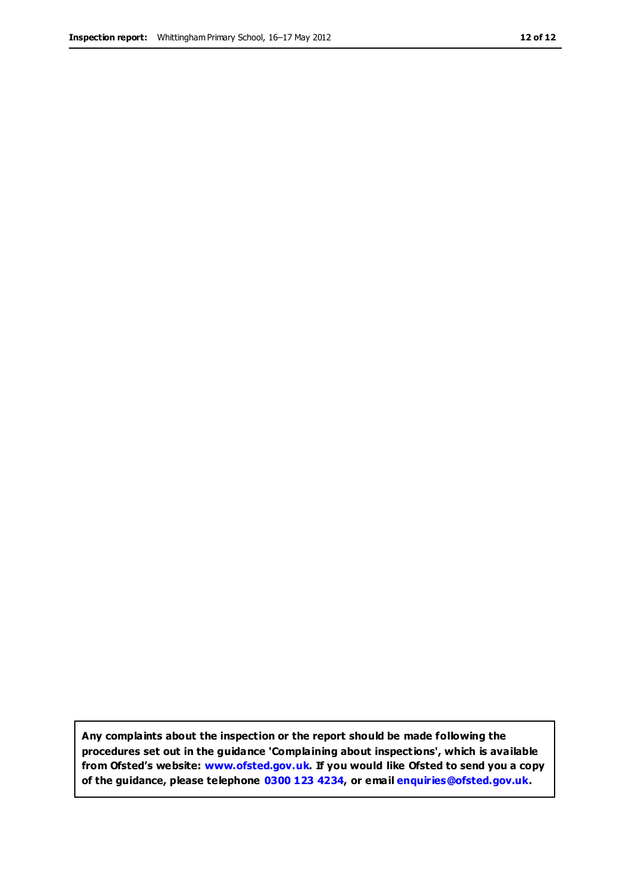**Any complaints about the inspection or the report should be made following the procedures set out in the guidance 'Complaining about inspections', which is available from Ofsted's website: www.ofsted.gov.uk. If you would like Ofsted to send you a copy of the guidance, please telephone 0300 123 4234, or email enquiries@ofsted.gov.uk.**